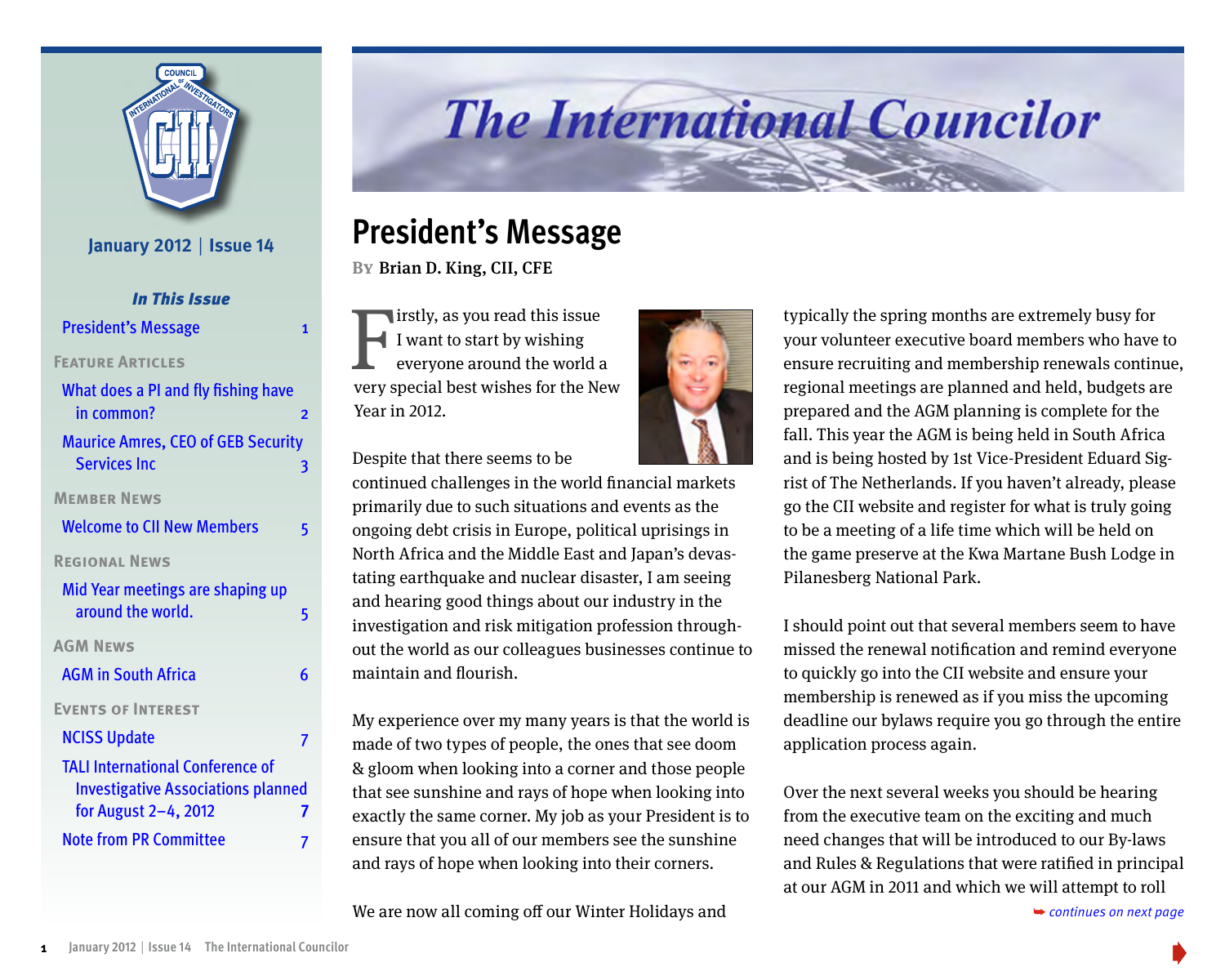# The International Councilor

January 2012 | Issue 14

***In This Issue***

- President's Message 1

**Feature Articles**

- What does a PI and fly fishing have in common? 2
- Maurice Amres, CEO of GEB Security Services Inc 3

**Member News**

- Welcome to CII New Members 5

**Regional News**

- Mid Year meetings are shaping up around the world. 5

**AGM News**

- AGM in South Africa 6

**Events of Interest**

- NCISS Update 7
- TALI International Conference of Investigative Associations planned for August 2–4, 2012 7
- Note from PR Committee 7

## President's Message

**By** Brian D. King, CII, CFE

Firstly, as you read this issue I want to start by wishing everyone around the world a very special best wishes for the New Year in 2012.

Despite that there seems to be continued challenges in the world financial markets primarily due to such situations and events as the ongoing debt crisis in Europe, political uprisings in North Africa and the Middle East and Japan's devastating earthquake and nuclear disaster, I am seeing and hearing good things about our industry in the investigation and risk mitigation profession throughout the world as our colleagues businesses continue to maintain and flourish.

My experience over my many years is that the world is made of two types of people, the ones that see doom & gloom when looking into a corner and those people that see sunshine and rays of hope when looking into exactly the same corner. My job as your President is to ensure that you all of our members see the sunshine and rays of hope when looking into their corners.

We are now all coming off our Winter Holidays and typically the spring months are extremely busy for your volunteer executive board members who have to ensure recruiting and membership renewals continue, regional meetings are planned and held, budgets are prepared and the AGM planning is complete for the fall. This year the AGM is being held in South Africa and is being hosted by 1st Vice-President Eduard Sigrist of The Netherlands. If you haven't already, please go the CII website and register for what is truly going to be a meeting of a life time which will be held on the game preserve at the Kwa Martane Bush Lodge in Pilanesberg National Park.

I should point out that several members seem to have missed the renewal notification and remind everyone to quickly go into the CII website and ensure your membership is renewed as if you miss the upcoming deadline our bylaws require you go through the entire application process again.

Over the next several weeks you should be hearing from the executive team on the exciting and much need changes that will be introduced to our By-laws and Rules & Regulations that were ratified in principal at our AGM in 2011 and which we will attempt to roll

*continues on next page*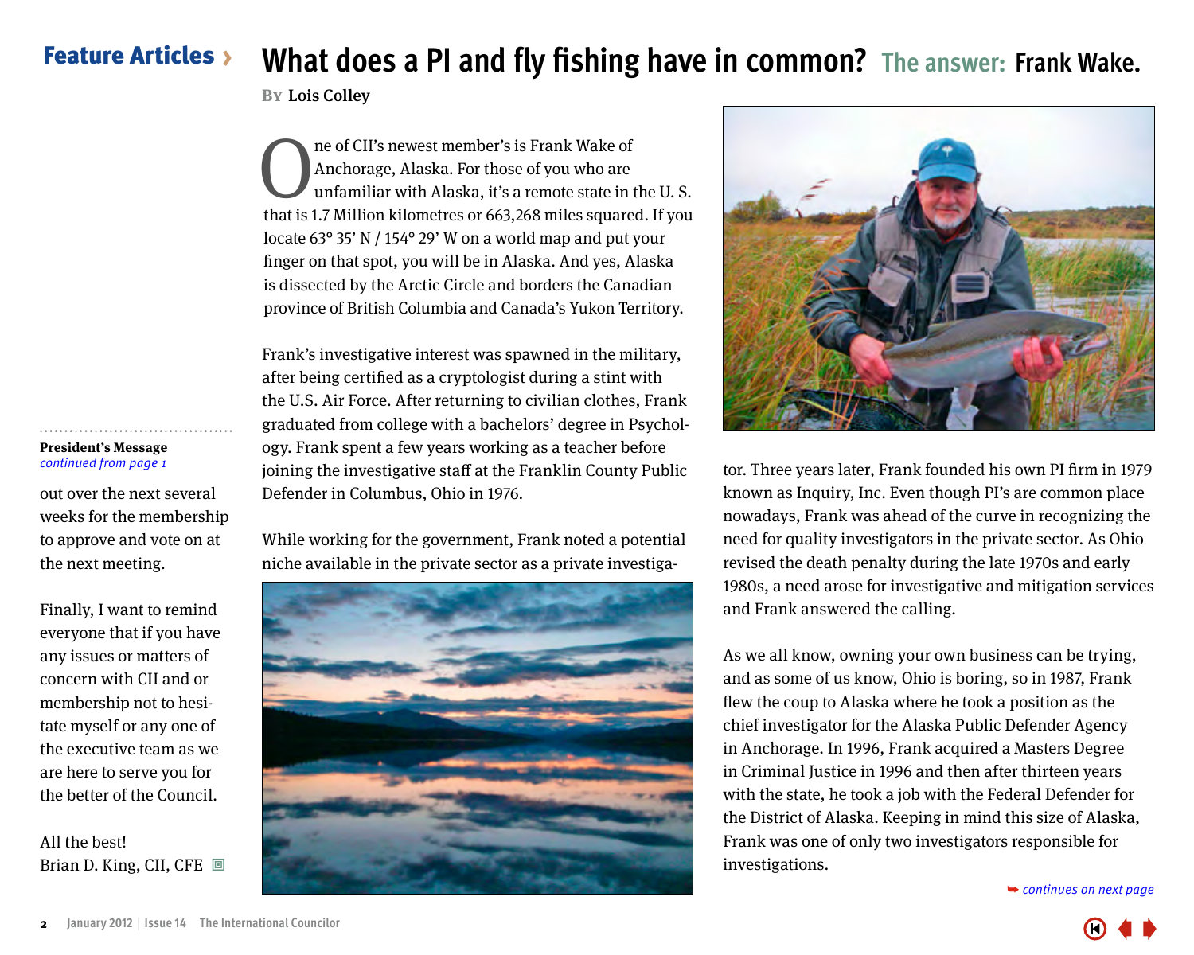## Feature Articles ›

# What does a PI and fly fishing have in common? The answer: Frank Wake.

By Lois Colley

One of CII's newest member's is Frank Wake of Anchorage, Alaska. For those of you who are unfamiliar with Alaska, it's a remote state in the U. S. that is 1.7 Million kilometres or 663,268 miles squared. If you locate 63° 35' N / 154° 29' W on a world map and put your finger on that spot, you will be in Alaska. And yes, Alaska is dissected by the Arctic Circle and borders the Canadian province of British Columbia and Canada's Yukon Territory.

Frank's investigative interest was spawned in the military, after being certified as a cryptologist during a stint with the U.S. Air Force. After returning to civilian clothes, Frank graduated from college with a bachelors' degree in Psychology. Frank spent a few years working as a teacher before joining the investigative staff at the Franklin County Public Defender in Columbus, Ohio in 1976.

While working for the government, Frank noted a potential niche available in the private sector as a private investigator. Three years later, Frank founded his own PI firm in 1979 known as Inquiry, Inc. Even though PI's are common place nowadays, Frank was ahead of the curve in recognizing the need for quality investigators in the private sector. As Ohio revised the death penalty during the late 1970s and early 1980s, a need arose for investigative and mitigation services and Frank answered the calling.

As we all know, owning your own business can be trying, and as some of us know, Ohio is boring, so in 1987, Frank flew the coup to Alaska where he took a position as the chief investigator for the Alaska Public Defender Agency in Anchorage. In 1996, Frank acquired a Masters Degree in Criminal Justice in 1996 and then after thirteen years with the state, he took a job with the Federal Defender for the District of Alaska. Keeping in mind this size of Alaska, Frank was one of only two investigators responsible for investigations.

*continues on next page*

---

**President's Message**
*continued from page 1*

out over the next several weeks for the membership to approve and vote on at the next meeting.

Finally, I want to remind everyone that if you have any issues or matters of concern with CII and or membership not to hesitate myself or any one of the executive team as we are here to serve you for the better of the Council.

All the best!
Brian D. King, CII, CFE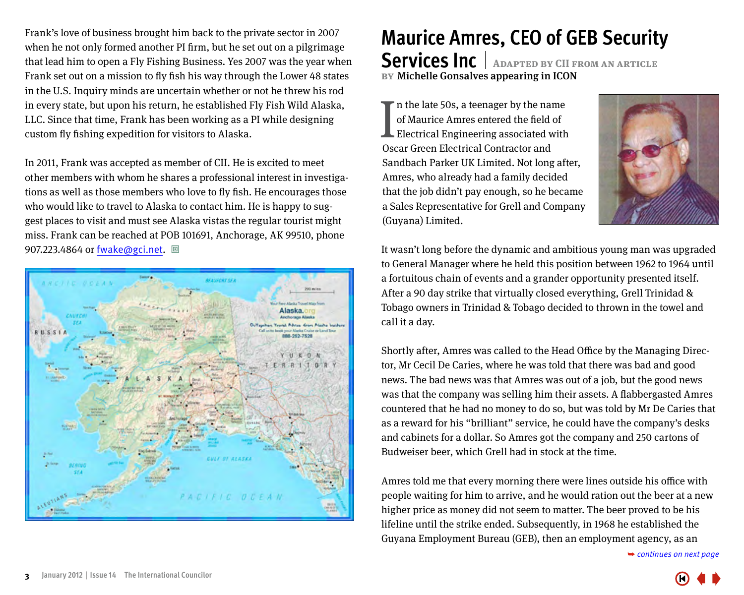Frank's love of business brought him back to the private sector in 2007 when he not only formed another PI firm, but he set out on a pilgrimage that lead him to open a Fly Fishing Business. Yes 2007 was the year when Frank set out on a mission to fly fish his way through the Lower 48 states in the U.S. Inquiry minds are uncertain whether or not he threw his rod in every state, but upon his return, he established Fly Fish Wild Alaska, LLC. Since that time, Frank has been working as a PI while designing custom fly fishing expedition for visitors to Alaska.

In 2011, Frank was accepted as member of CII. He is excited to meet other members with whom he shares a professional interest in investigations as well as those members who love to fly fish. He encourages those who would like to travel to Alaska to contact him. He is happy to suggest places to visit and must see Alaska vistas the regular tourist might miss. Frank can be reached at POB 101691, Anchorage, AK 99510, phone 907.223.4864 or fwake@gci.net.

# Maurice Amres, CEO of GEB Security Services Inc

ADAPTED BY CII FROM AN ARTICLE BY Michelle Gonsalves appearing in ICON

In the late 50s, a teenager by the name of Maurice Amres entered the field of Electrical Engineering associated with Oscar Green Electrical Contractor and Sandbach Parker UK Limited. Not long after, Amres, who already had a family decided that the job didn't pay enough, so he became a Sales Representative for Grell and Company (Guyana) Limited.

It wasn't long before the dynamic and ambitious young man was upgraded to General Manager where he held this position between 1962 to 1964 until a fortuitous chain of events and a grander opportunity presented itself. After a 90 day strike that virtually closed everything, Grell Trinidad & Tobago owners in Trinidad & Tobago decided to thrown in the towel and call it a day.

Shortly after, Amres was called to the Head Office by the Managing Director, Mr Cecil De Caries, where he was told that there was bad and good news. The bad news was that Amres was out of a job, but the good news was that the company was selling him their assets. A flabbergasted Amres countered that he had no money to do so, but was told by Mr De Caries that as a reward for his "brilliant" service, he could have the company's desks and cabinets for a dollar. So Amres got the company and 250 cartons of Budweiser beer, which Grell had in stock at the time.

Amres told me that every morning there were lines outside his office with people waiting for him to arrive, and he would ration out the beer at a new higher price as money did not seem to matter. The beer proved to be his lifeline until the strike ended. Subsequently, in 1968 he established the Guyana Employment Bureau (GEB), then an employment agency, as an

*continues on next page*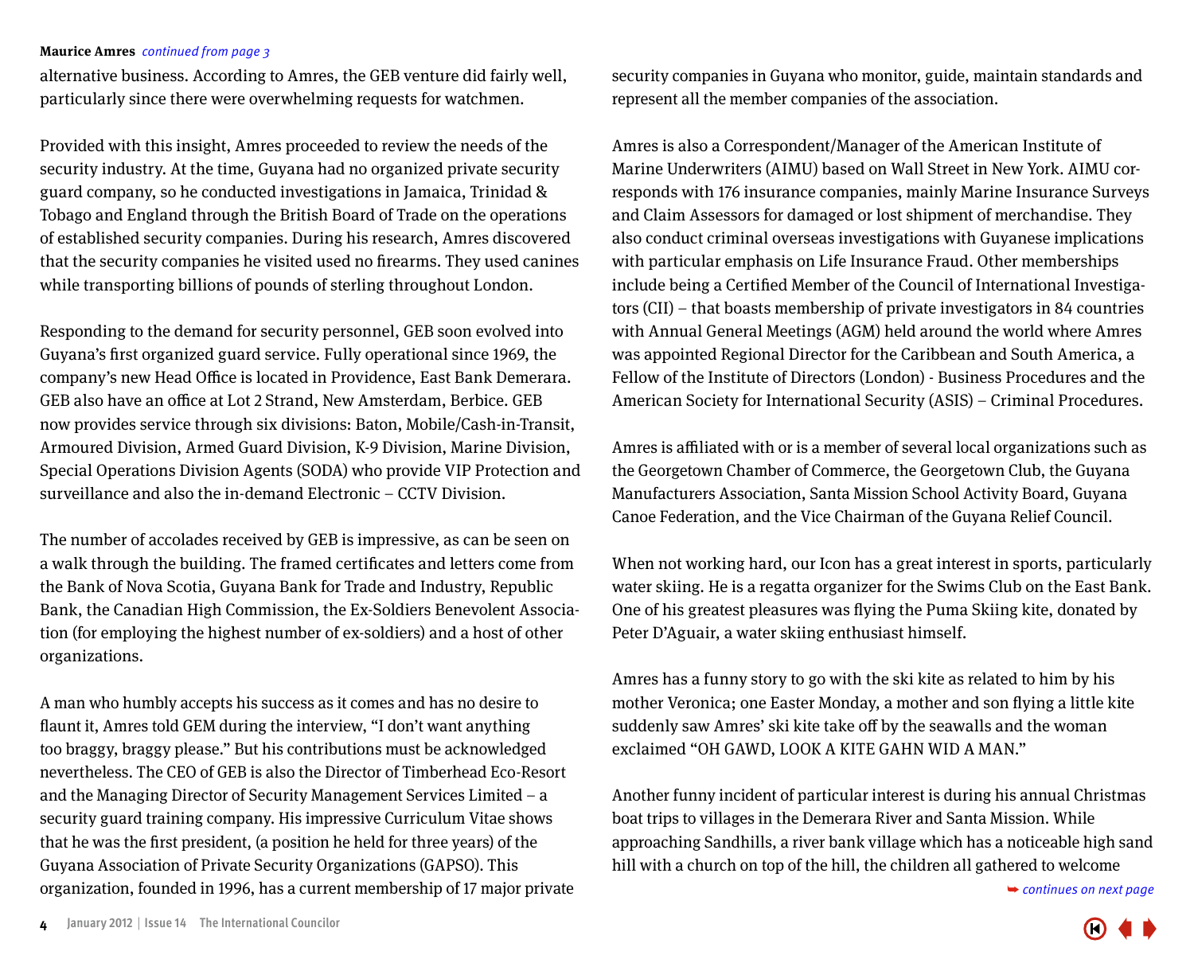**Maurice Amres** *continued from page 3*

alternative business. According to Amres, the GEB venture did fairly well, particularly since there were overwhelming requests for watchmen.

Provided with this insight, Amres proceeded to review the needs of the security industry. At the time, Guyana had no organized private security guard company, so he conducted investigations in Jamaica, Trinidad & Tobago and England through the British Board of Trade on the operations of established security companies. During his research, Amres discovered that the security companies he visited used no firearms. They used canines while transporting billions of pounds of sterling throughout London.

Responding to the demand for security personnel, GEB soon evolved into Guyana's first organized guard service. Fully operational since 1969, the company's new Head Office is located in Providence, East Bank Demerara. GEB also have an office at Lot 2 Strand, New Amsterdam, Berbice. GEB now provides service through six divisions: Baton, Mobile/Cash-in-Transit, Armoured Division, Armed Guard Division, K-9 Division, Marine Division, Special Operations Division Agents (SODA) who provide VIP Protection and surveillance and also the in-demand Electronic – CCTV Division.

The number of accolades received by GEB is impressive, as can be seen on a walk through the building. The framed certificates and letters come from the Bank of Nova Scotia, Guyana Bank for Trade and Industry, Republic Bank, the Canadian High Commission, the Ex-Soldiers Benevolent Association (for employing the highest number of ex-soldiers) and a host of other organizations.

A man who humbly accepts his success as it comes and has no desire to flaunt it, Amres told GEM during the interview, "I don't want anything too braggy, braggy please." But his contributions must be acknowledged nevertheless. The CEO of GEB is also the Director of Timberhead Eco-Resort and the Managing Director of Security Management Services Limited – a security guard training company. His impressive Curriculum Vitae shows that he was the first president, (a position he held for three years) of the Guyana Association of Private Security Organizations (GAPSO). This organization, founded in 1996, has a current membership of 17 major private security companies in Guyana who monitor, guide, maintain standards and represent all the member companies of the association.

Amres is also a Correspondent/Manager of the American Institute of Marine Underwriters (AIMU) based on Wall Street in New York. AIMU corresponds with 176 insurance companies, mainly Marine Insurance Surveys and Claim Assessors for damaged or lost shipment of merchandise. They also conduct criminal overseas investigations with Guyanese implications with particular emphasis on Life Insurance Fraud. Other memberships include being a Certified Member of the Council of International Investigators (CII) – that boasts membership of private investigators in 84 countries with Annual General Meetings (AGM) held around the world where Amres was appointed Regional Director for the Caribbean and South America, a Fellow of the Institute of Directors (London) - Business Procedures and the American Society for International Security (ASIS) – Criminal Procedures.

Amres is affiliated with or is a member of several local organizations such as the Georgetown Chamber of Commerce, the Georgetown Club, the Guyana Manufacturers Association, Santa Mission School Activity Board, Guyana Canoe Federation, and the Vice Chairman of the Guyana Relief Council.

When not working hard, our Icon has a great interest in sports, particularly water skiing. He is a regatta organizer for the Swims Club on the East Bank. One of his greatest pleasures was flying the Puma Skiing kite, donated by Peter D'Aguair, a water skiing enthusiast himself.

Amres has a funny story to go with the ski kite as related to him by his mother Veronica; one Easter Monday, a mother and son flying a little kite suddenly saw Amres' ski kite take off by the seawalls and the woman exclaimed "OH GAWD, LOOK A KITE GAHN WID A MAN."

Another funny incident of particular interest is during his annual Christmas boat trips to villages in the Demerara River and Santa Mission. While approaching Sandhills, a river bank village which has a noticeable high sand hill with a church on top of the hill, the children all gathered to welcome

*continues on next page*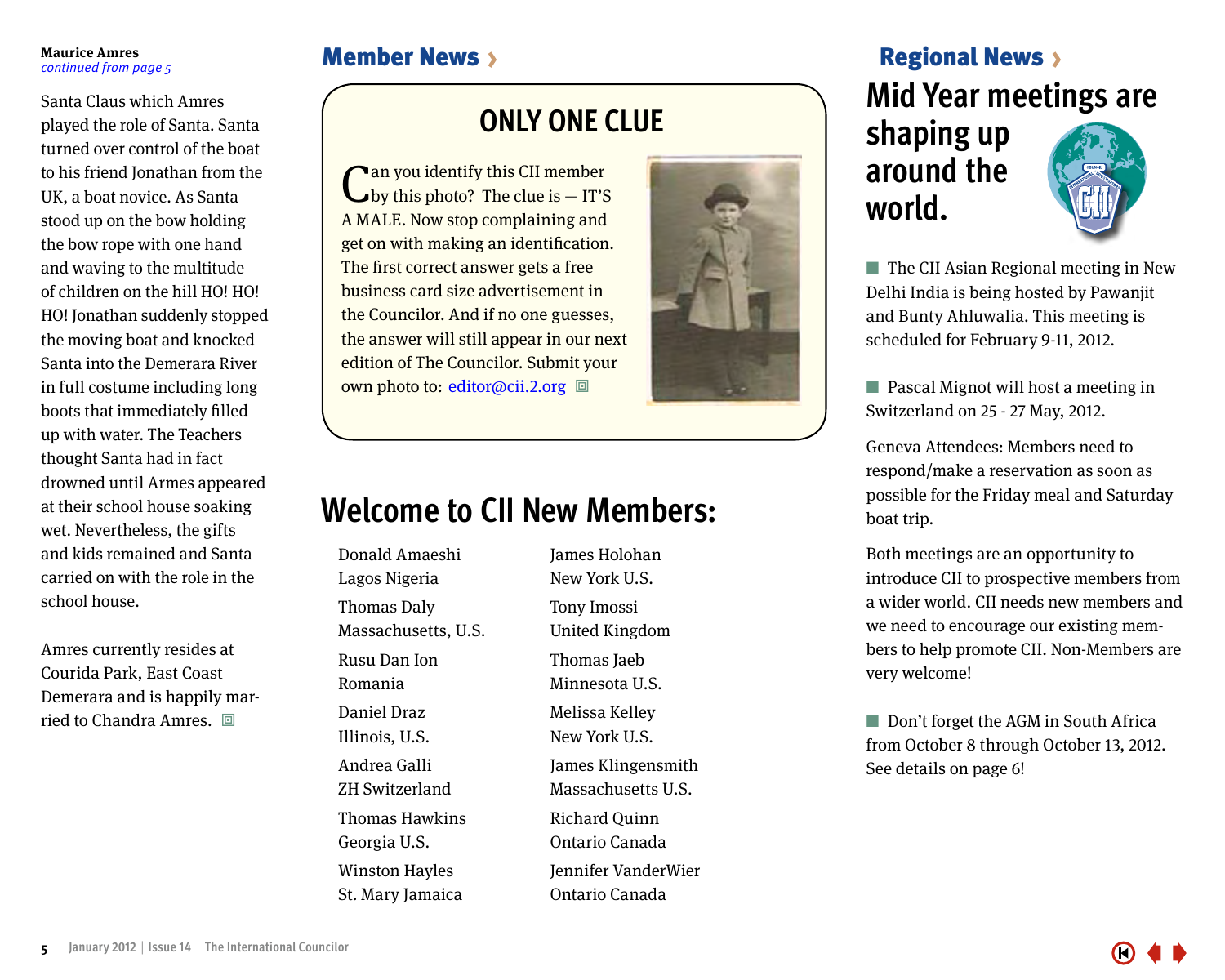**Maurice Amres**
*continued from page 5*

Santa Claus which Amres played the role of Santa. Santa turned over control of the boat to his friend Jonathan from the UK, a boat novice. As Santa stood up on the bow holding the bow rope with one hand and waving to the multitude of children on the hill HO! HO! HO! Jonathan suddenly stopped the moving boat and knocked Santa into the Demerara River in full costume including long boots that immediately filled up with water. The Teachers thought Santa had in fact drowned until Armes appeared at their school house soaking wet. Nevertheless, the gifts and kids remained and Santa carried on with the role in the school house.

Amres currently resides at Courida Park, East Coast Demerara and is happily married to Chandra Amres.

## Member News ›

### ONLY ONE CLUE

Can you identify this CII member by this photo? The clue is — IT'S A MALE. Now stop complaining and get on with making an identification. The first correct answer gets a free business card size advertisement in the Councilor. And if no one guesses, the answer will still appear in our next edition of The Councilor. Submit your own photo to: editor@cii.2.org

## Welcome to CII New Members:

- Donald Amaeshi
  Lagos Nigeria
- Thomas Daly
  Massachusetts, U.S.
- Rusu Dan Ion
  Romania
- Daniel Draz
  Illinois, U.S.
- Andrea Galli
  ZH Switzerland
- Thomas Hawkins
  Georgia U.S.
- Winston Hayles
  St. Mary Jamaica
- James Holohan
  New York U.S.
- Tony Imossi
  United Kingdom
- Thomas Jaeb
  Minnesota U.S.
- Melissa Kelley
  New York U.S.
- James Klingensmith
  Massachusetts U.S.
- Richard Quinn
  Ontario Canada
- Jennifer VanderWier
  Ontario Canada

## Regional News ›

# Mid Year meetings are shaping up around the world.

- The CII Asian Regional meeting in New Delhi India is being hosted by Pawanjit and Bunty Ahluwalia. This meeting is scheduled for February 9-11, 2012.

- Pascal Mignot will host a meeting in Switzerland on 25 - 27 May, 2012.

Geneva Attendees: Members need to respond/make a reservation as soon as possible for the Friday meal and Saturday boat trip.

Both meetings are an opportunity to introduce CII to prospective members from a wider world. CII needs new members and we need to encourage our existing members to help promote CII. Non-Members are very welcome!

- Don't forget the AGM in South Africa from October 8 through October 13, 2012. See details on page 6!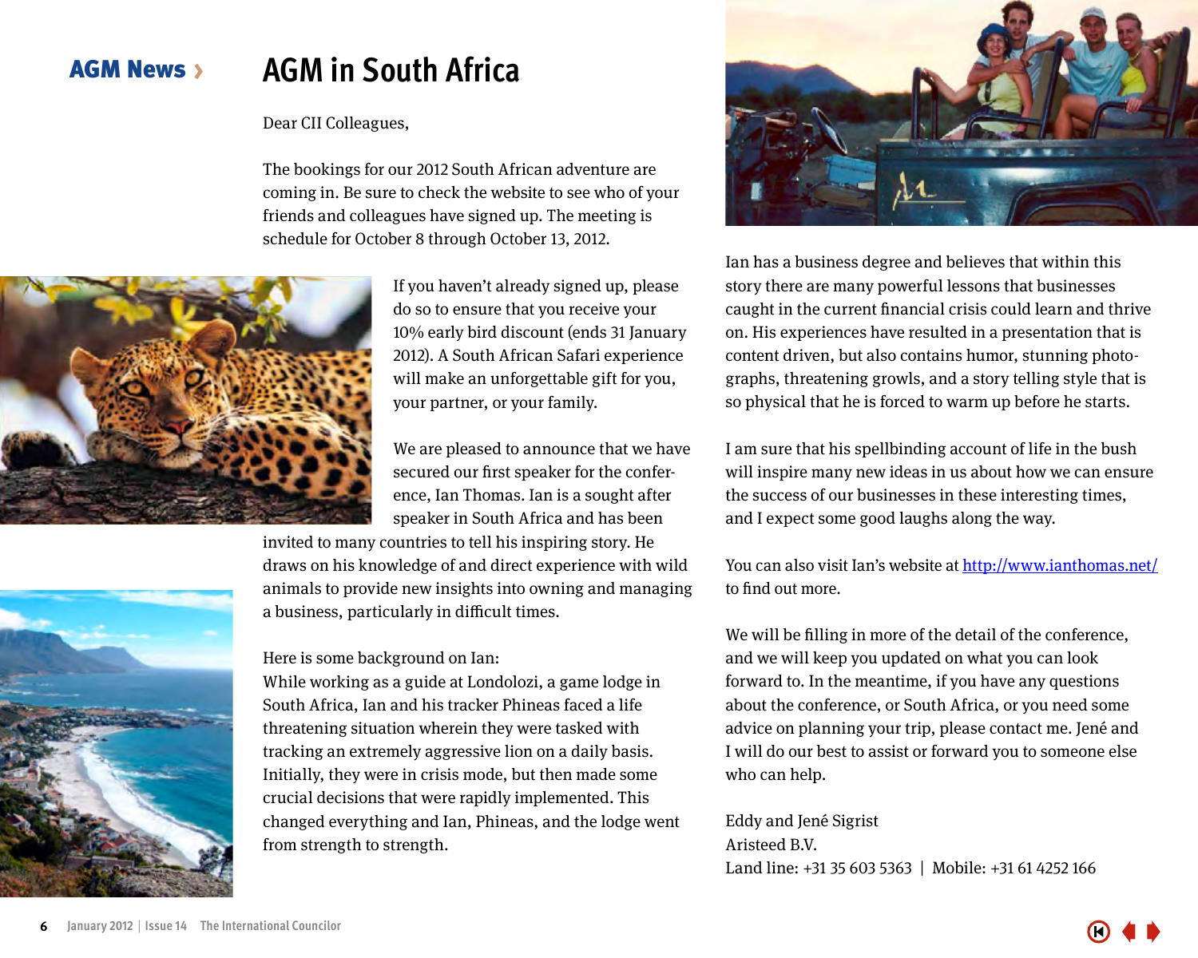AGM News ›

# AGM in South Africa

Dear CII Colleagues,

The bookings for our 2012 South African adventure are coming in. Be sure to check the website to see who of your friends and colleagues have signed up. The meeting is schedule for October 8 through October 13, 2012.

If you haven't already signed up, please do so to ensure that you receive your 10% early bird discount (ends 31 January 2012). A South African Safari experience will make an unforgettable gift for you, your partner, or your family.

We are pleased to announce that we have secured our first speaker for the conference, Ian Thomas. Ian is a sought after speaker in South Africa and has been invited to many countries to tell his inspiring story. He draws on his knowledge of and direct experience with wild animals to provide new insights into owning and managing a business, particularly in difficult times.

Here is some background on Ian:
While working as a guide at Londolozi, a game lodge in South Africa, Ian and his tracker Phineas faced a life threatening situation wherein they were tasked with tracking an extremely aggressive lion on a daily basis. Initially, they were in crisis mode, but then made some crucial decisions that were rapidly implemented. This changed everything and Ian, Phineas, and the lodge went from strength to strength.

Ian has a business degree and believes that within this story there are many powerful lessons that businesses caught in the current financial crisis could learn and thrive on. His experiences have resulted in a presentation that is content driven, but also contains humor, stunning photographs, threatening growls, and a story telling style that is so physical that he is forced to warm up before he starts.

I am sure that his spellbinding account of life in the bush will inspire many new ideas in us about how we can ensure the success of our businesses in these interesting times, and I expect some good laughs along the way.

You can also visit Ian's website at http://www.ianthomas.net/ to find out more.

We will be filling in more of the detail of the conference, and we will keep you updated on what you can look forward to. In the meantime, if you have any questions about the conference, or South Africa, or you need some advice on planning your trip, please contact me. Jené and I will do our best to assist or forward you to someone else who can help.

Eddy and Jené Sigrist
Aristeed B.V.
Land line: +31 35 603 5363 | Mobile: +31 61 4252 166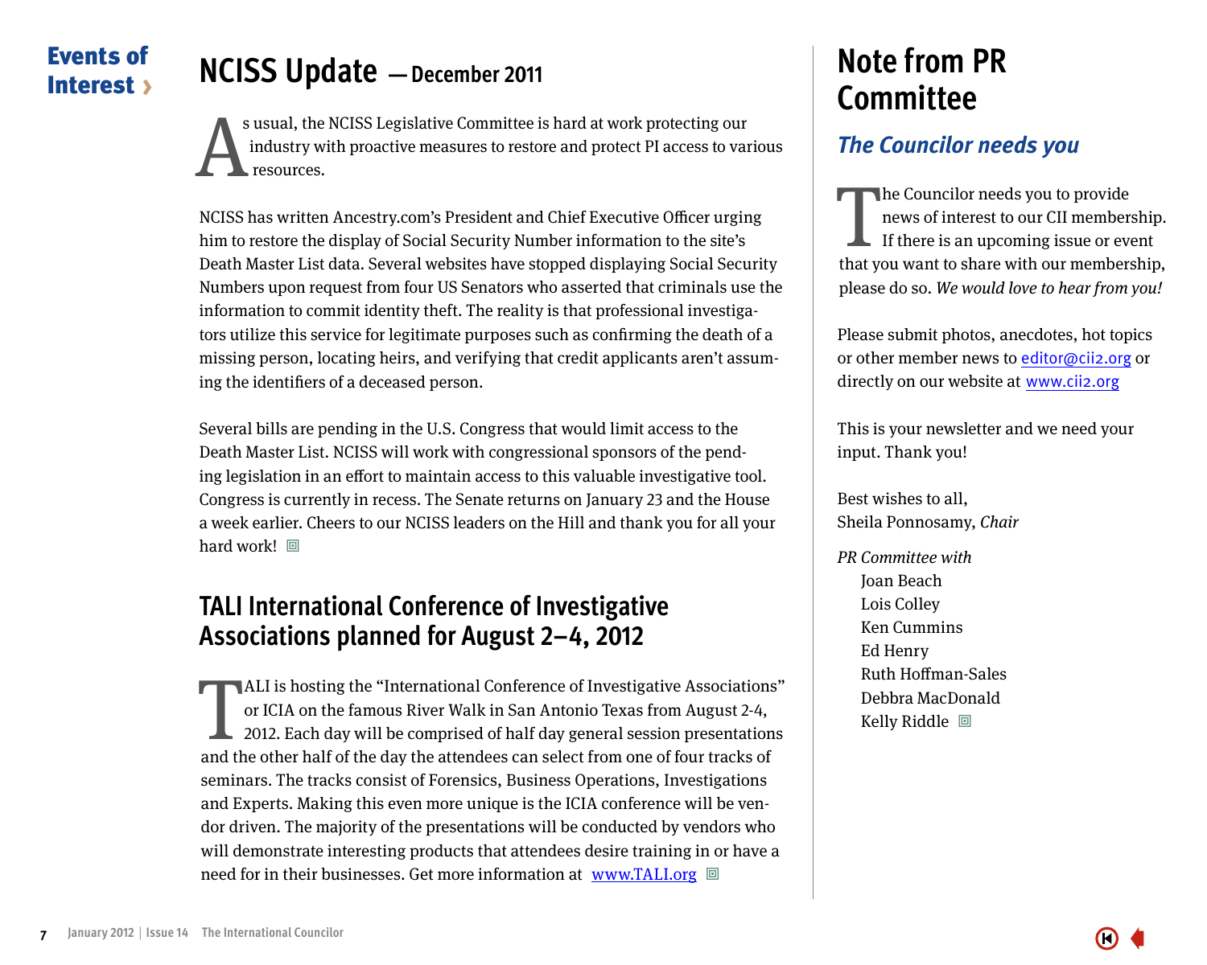Events of Interest ›

## NCISS Update — December 2011

As usual, the NCISS Legislative Committee is hard at work protecting our industry with proactive measures to restore and protect PI access to various resources.

NCISS has written Ancestry.com's President and Chief Executive Officer urging him to restore the display of Social Security Number information to the site's Death Master List data. Several websites have stopped displaying Social Security Numbers upon request from four US Senators who asserted that criminals use the information to commit identity theft. The reality is that professional investigators utilize this service for legitimate purposes such as confirming the death of a missing person, locating heirs, and verifying that credit applicants aren't assuming the identifiers of a deceased person.

Several bills are pending in the U.S. Congress that would limit access to the Death Master List. NCISS will work with congressional sponsors of the pending legislation in an effort to maintain access to this valuable investigative tool. Congress is currently in recess. The Senate returns on January 23 and the House a week earlier. Cheers to our NCISS leaders on the Hill and thank you for all your hard work!

## TALI International Conference of Investigative Associations planned for August 2–4, 2012

TALI is hosting the "International Conference of Investigative Associations" or ICIA on the famous River Walk in San Antonio Texas from August 2-4, 2012. Each day will be comprised of half day general session presentations and the other half of the day the attendees can select from one of four tracks of seminars. The tracks consist of Forensics, Business Operations, Investigations and Experts. Making this even more unique is the ICIA conference will be vendor driven. The majority of the presentations will be conducted by vendors who will demonstrate interesting products that attendees desire training in or have a need for in their businesses. Get more information at www.TALI.org

## Note from PR Committee

### *The Councilor needs you*

The Councilor needs you to provide news of interest to our CII membership. If there is an upcoming issue or event that you want to share with our membership, please do so. *We would love to hear from you!*

Please submit photos, anecdotes, hot topics or other member news to editor@cii2.org or directly on our website at www.cii2.org

This is your newsletter and we need your input. Thank you!

Best wishes to all,
Sheila Ponnosamy, *Chair*

*PR Committee with*
- Joan Beach
- Lois Colley
- Ken Cummins
- Ed Henry
- Ruth Hoffman-Sales
- Debbra MacDonald
- Kelly Riddle